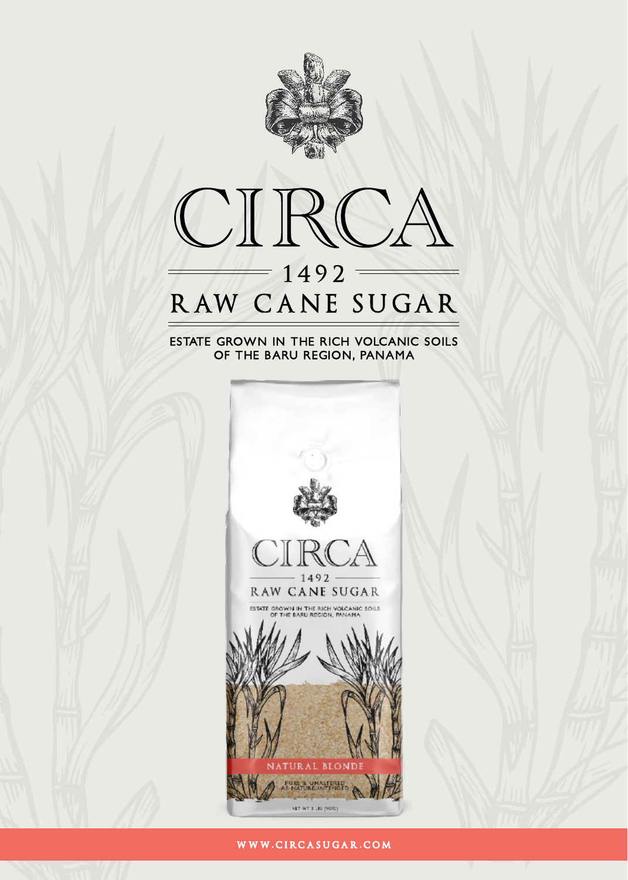# CIRCA

## 1492

## RAW CANE SUGAR

ESTATE GROWN IN THE RICH VOLCANIC SOILS OF THE BARU REGION, PANAMA

WWW.CIRCASUGAR.COM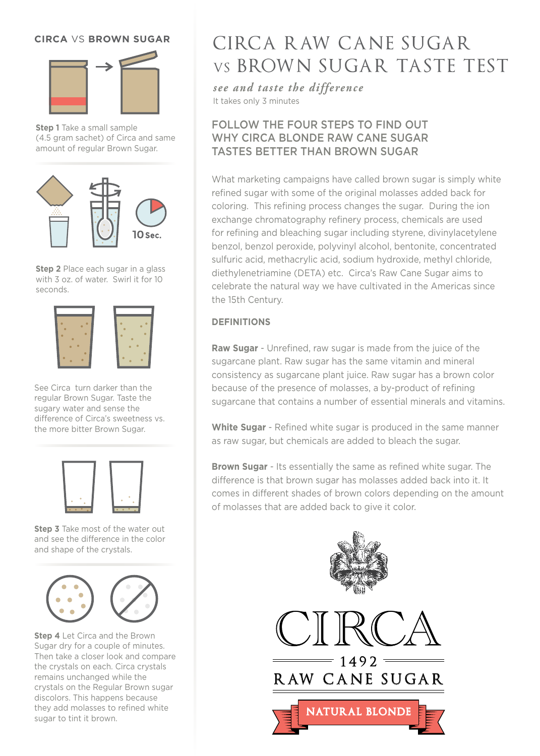## CIRCA VS BROWN SUGAR

**Step 1** Take a small sample (4.5 gram sachet) of Circa and same amount of regular Brown Sugar.

10 Sec.

**Step 2** Place each sugar in a glass with 3 oz. of water. Swirl it for 10 seconds.

See Circa turn darker than the regular Brown Sugar. Taste the sugary water and sense the difference of Circa's sweetness vs. the more bitter Brown Sugar.

**Step 3** Take most of the water out and see the difference in the color and shape of the crystals.

**Step 4** Let Circa and the Brown Sugar dry for a couple of minutes. Then take a closer look and compare the crystals on each. Circa crystals remains unchanged while the crystals on the Regular Brown sugar discolors. This happens because they add molasses to refined white sugar to tint it brown.

# CIRCA RAW CANE SUGAR VS BROWN SUGAR TASTE TEST

*see and taste the difference*

It takes only 3 minutes

## FOLLOW THE FOUR STEPS TO FIND OUT WHY CIRCA BLONDE RAW CANE SUGAR TASTES BETTER THAN BROWN SUGAR

What marketing campaigns have called brown sugar is simply white refined sugar with some of the original molasses added back for coloring. This refining process changes the sugar. During the ion exchange chromatography refinery process, chemicals are used for refining and bleaching sugar including styrene, divinylacetylene benzol, benzol peroxide, polyvinyl alcohol, bentonite, concentrated sulfuric acid, methacrylic acid, sodium hydroxide, methyl chloride, diethylenetriamine (DETA) etc. Circa's Raw Cane Sugar aims to celebrate the natural way we have cultivated in the Americas since the 15th Century.

### DEFINITIONS

**Raw Sugar** - Unrefined, raw sugar is made from the juice of the sugarcane plant. Raw sugar has the same vitamin and mineral consistency as sugarcane plant juice. Raw sugar has a brown color because of the presence of molasses, a by-product of refining sugarcane that contains a number of essential minerals and vitamins.

**White Sugar** - Refined white sugar is produced in the same manner as raw sugar, but chemicals are added to bleach the sugar.

**Brown Sugar** - Its essentially the same as refined white sugar. The difference is that brown sugar has molasses added back into it. It comes in different shades of brown colors depending on the amount of molasses that are added back to give it color.

CIRCA

1492

RAW CANE SUGAR

NATURAL BLONDE